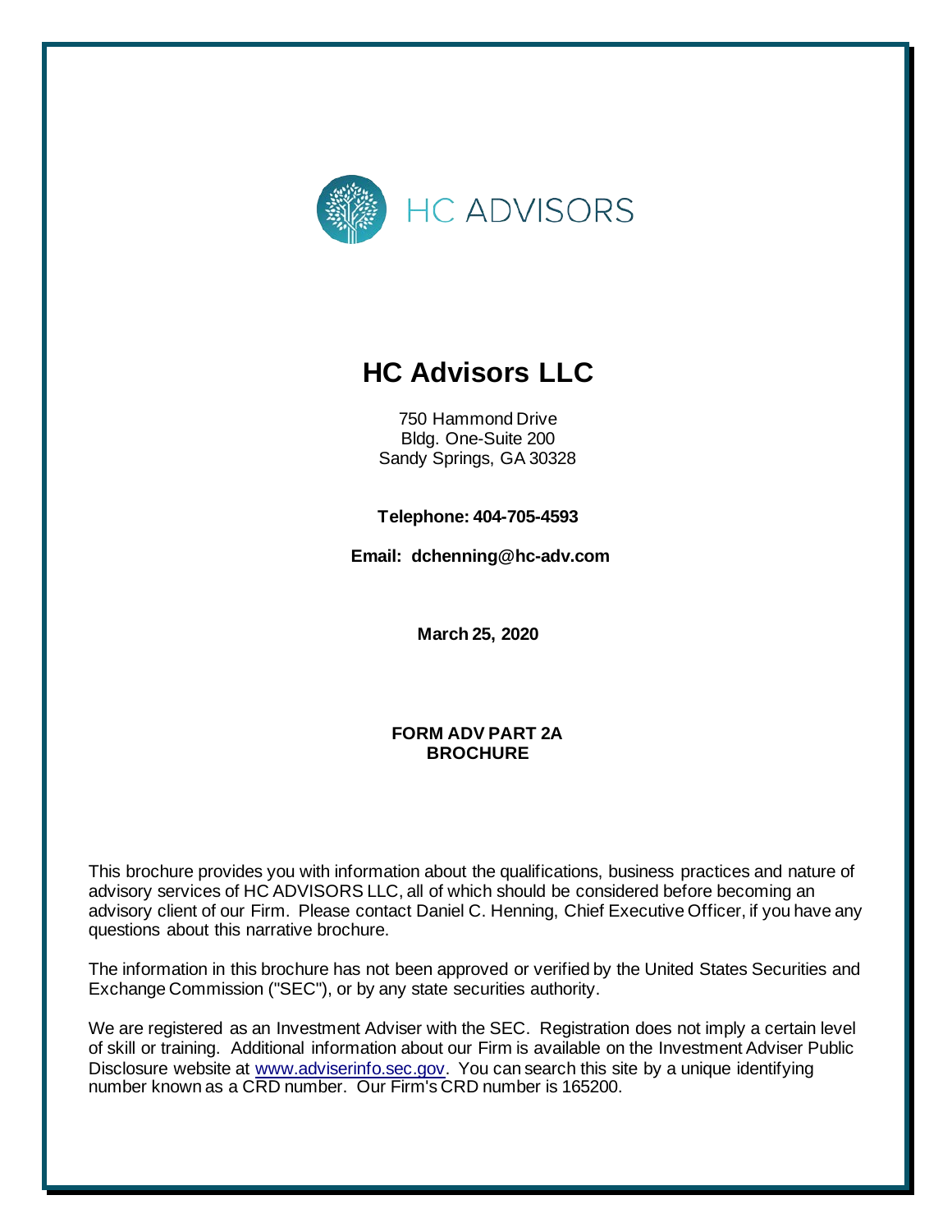HC ADVISORS

# HC Advisors LLC

750 Hammond Drive
Bldg. One-Suite 200
Sandy Springs, GA 30328

**Telephone: 404-705-4593**

**Email: dchenning@hc-adv.com**

**March 25, 2020**

**FORM ADV PART 2A**
**BROCHURE**

This brochure provides you with information about the qualifications, business practices and nature of advisory services of HC ADVISORS LLC, all of which should be considered before becoming an advisory client of our Firm. Please contact Daniel C. Henning, Chief Executive Officer, if you have any questions about this narrative brochure.

The information in this brochure has not been approved or verified by the United States Securities and Exchange Commission ("SEC"), or by any state securities authority.

We are registered as an Investment Adviser with the SEC. Registration does not imply a certain level of skill or training. Additional information about our Firm is available on the Investment Adviser Public Disclosure website at www.adviserinfo.sec.gov. You can search this site by a unique identifying number known as a CRD number. Our Firm's CRD number is 165200.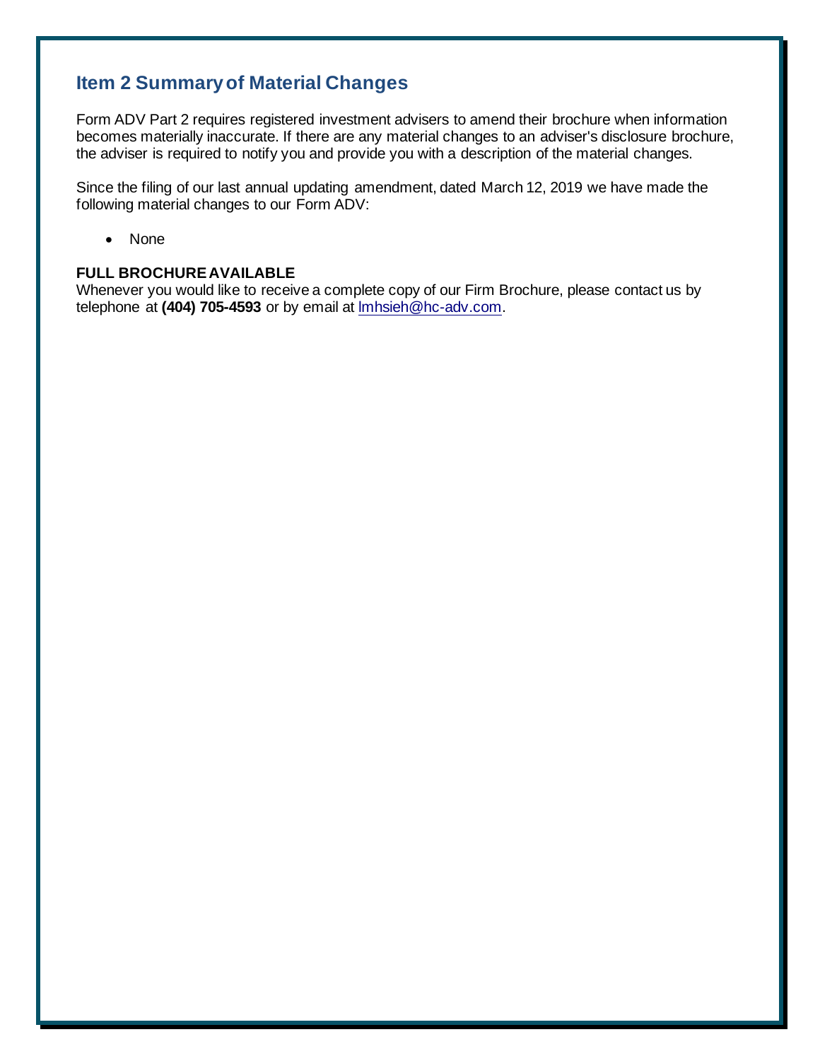## Item 2 Summary of Material Changes

Form ADV Part 2 requires registered investment advisers to amend their brochure when information becomes materially inaccurate. If there are any material changes to an adviser's disclosure brochure, the adviser is required to notify you and provide you with a description of the material changes.

Since the filing of our last annual updating amendment, dated March 12, 2019 we have made the following material changes to our Form ADV:

- None

**FULL BROCHURE AVAILABLE**

Whenever you would like to receive a complete copy of our Firm Brochure, please contact us by telephone at **(404) 705-4593** or by email at lmhsieh@hc-adv.com.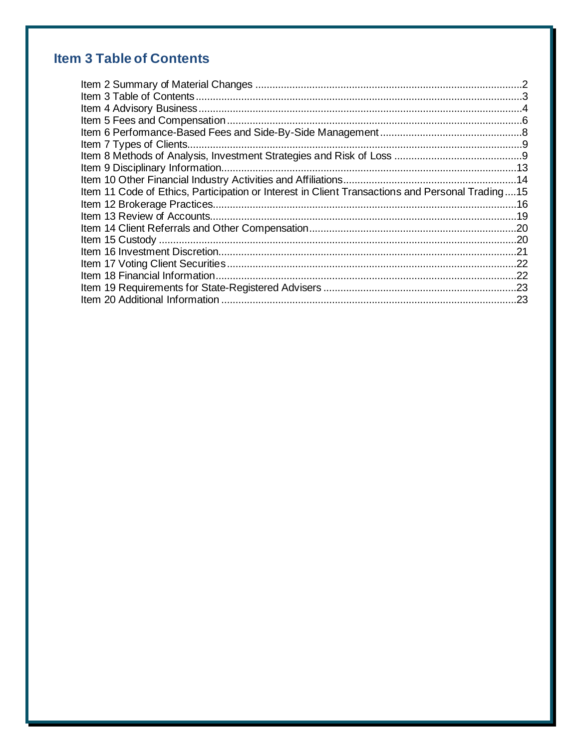# Item 3 Table of Contents

Item 2 Summary of Material Changes .....................................................................................................2
Item 3 Table of Contents .........................................................................................................................3
Item 4 Advisory Business ........................................................................................................................4
Item 5 Fees and Compensation ...............................................................................................................6
Item 6 Performance-Based Fees and Side-By-Side Management ...........................................................8
Item 7 Types of Clients ............................................................................................................................9
Item 8 Methods of Analysis, Investment Strategies and Risk of Loss ......................................................9
Item 9 Disciplinary Information ..............................................................................................................13
Item 10 Other Financial Industry Activities and Affiliations ....................................................................14
Item 11 Code of Ethics, Participation or Interest in Client Transactions and Personal Trading ....15
Item 12 Brokerage Practices ..................................................................................................................16
Item 13 Review of Accounts ...................................................................................................................19
Item 14 Client Referrals and Other Compensation ................................................................................20
Item 15 Custody .....................................................................................................................................20
Item 16 Investment Discretion ................................................................................................................21
Item 17 Voting Client Securities .............................................................................................................22
Item 18 Financial Information .................................................................................................................22
Item 19 Requirements for State-Registered Advisers ............................................................................23
Item 20 Additional Information ...............................................................................................................23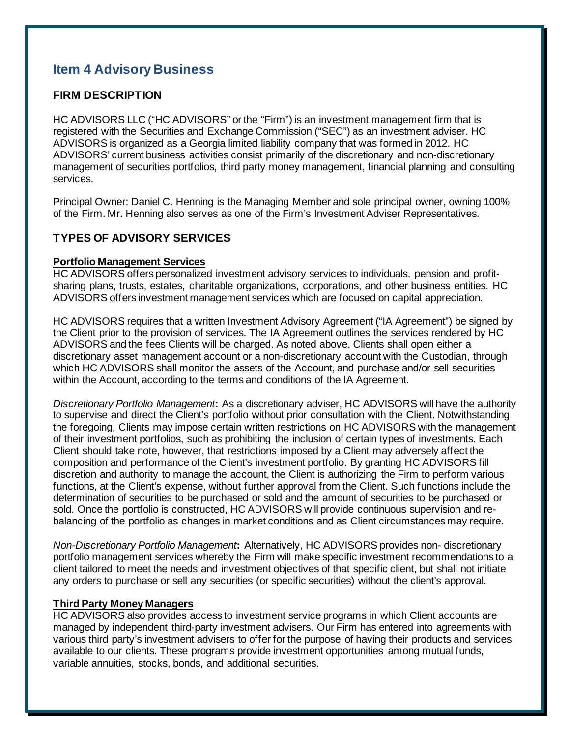## Item 4 Advisory Business

### FIRM DESCRIPTION

HC ADVISORS LLC ("HC ADVISORS" or the "Firm") is an investment management firm that is registered with the Securities and Exchange Commission ("SEC") as an investment adviser. HC ADVISORS is organized as a Georgia limited liability company that was formed in 2012. HC ADVISORS' current business activities consist primarily of the discretionary and non-discretionary management of securities portfolios, third party money management, financial planning and consulting services.

Principal Owner: Daniel C. Henning is the Managing Member and sole principal owner, owning 100% of the Firm. Mr. Henning also serves as one of the Firm's Investment Adviser Representatives.

### TYPES OF ADVISORY SERVICES

**Portfolio Management Services**

HC ADVISORS offers personalized investment advisory services to individuals, pension and profit-sharing plans, trusts, estates, charitable organizations, corporations, and other business entities. HC ADVISORS offers investment management services which are focused on capital appreciation.

HC ADVISORS requires that a written Investment Advisory Agreement ("IA Agreement") be signed by the Client prior to the provision of services. The IA Agreement outlines the services rendered by HC ADVISORS and the fees Clients will be charged. As noted above, Clients shall open either a discretionary asset management account or a non-discretionary account with the Custodian, through which HC ADVISORS shall monitor the assets of the Account, and purchase and/or sell securities within the Account, according to the terms and conditions of the IA Agreement.

*Discretionary Portfolio Management***:** As a discretionary adviser, HC ADVISORS will have the authority to supervise and direct the Client's portfolio without prior consultation with the Client. Notwithstanding the foregoing, Clients may impose certain written restrictions on HC ADVISORS with the management of their investment portfolios, such as prohibiting the inclusion of certain types of investments. Each Client should take note, however, that restrictions imposed by a Client may adversely affect the composition and performance of the Client's investment portfolio. By granting HC ADVISORS fill discretion and authority to manage the account, the Client is authorizing the Firm to perform various functions, at the Client's expense, without further approval from the Client. Such functions include the determination of securities to be purchased or sold and the amount of securities to be purchased or sold. Once the portfolio is constructed, HC ADVISORS will provide continuous supervision and re-balancing of the portfolio as changes in market conditions and as Client circumstances may require.

*Non-Discretionary Portfolio Management***:** Alternatively, HC ADVISORS provides non- discretionary portfolio management services whereby the Firm will make specific investment recommendations to a client tailored to meet the needs and investment objectives of that specific client, but shall not initiate any orders to purchase or sell any securities (or specific securities) without the client's approval.

**Third Party Money Managers**

HC ADVISORS also provides access to investment service programs in which Client accounts are managed by independent third-party investment advisers. Our Firm has entered into agreements with various third party's investment advisers to offer for the purpose of having their products and services available to our clients. These programs provide investment opportunities among mutual funds, variable annuities, stocks, bonds, and additional securities.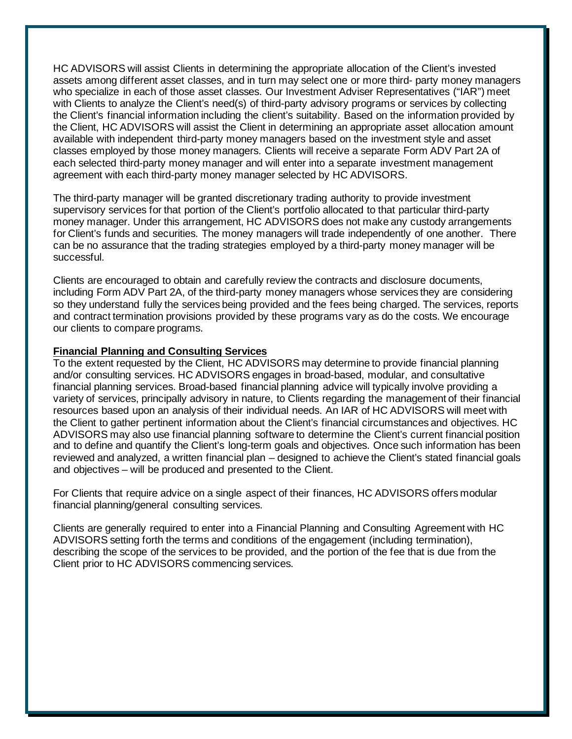HC ADVISORS will assist Clients in determining the appropriate allocation of the Client's invested assets among different asset classes, and in turn may select one or more third- party money managers who specialize in each of those asset classes. Our Investment Adviser Representatives ("IAR") meet with Clients to analyze the Client's need(s) of third-party advisory programs or services by collecting the Client's financial information including the client's suitability. Based on the information provided by the Client, HC ADVISORS will assist the Client in determining an appropriate asset allocation amount available with independent third-party money managers based on the investment style and asset classes employed by those money managers. Clients will receive a separate Form ADV Part 2A of each selected third-party money manager and will enter into a separate investment management agreement with each third-party money manager selected by HC ADVISORS.

The third-party manager will be granted discretionary trading authority to provide investment supervisory services for that portion of the Client's portfolio allocated to that particular third-party money manager. Under this arrangement, HC ADVISORS does not make any custody arrangements for Client's funds and securities. The money managers will trade independently of one another. There can be no assurance that the trading strategies employed by a third-party money manager will be successful.

Clients are encouraged to obtain and carefully review the contracts and disclosure documents, including Form ADV Part 2A, of the third-party money managers whose services they are considering so they understand fully the services being provided and the fees being charged. The services, reports and contract termination provisions provided by these programs vary as do the costs. We encourage our clients to compare programs.

**Financial Planning and Consulting Services**

To the extent requested by the Client, HC ADVISORS may determine to provide financial planning and/or consulting services. HC ADVISORS engages in broad-based, modular, and consultative financial planning services. Broad-based financial planning advice will typically involve providing a variety of services, principally advisory in nature, to Clients regarding the management of their financial resources based upon an analysis of their individual needs. An IAR of HC ADVISORS will meet with the Client to gather pertinent information about the Client's financial circumstances and objectives. HC ADVISORS may also use financial planning software to determine the Client's current financial position and to define and quantify the Client's long-term goals and objectives. Once such information has been reviewed and analyzed, a written financial plan – designed to achieve the Client's stated financial goals and objectives – will be produced and presented to the Client.

For Clients that require advice on a single aspect of their finances, HC ADVISORS offers modular financial planning/general consulting services.

Clients are generally required to enter into a Financial Planning and Consulting Agreement with HC ADVISORS setting forth the terms and conditions of the engagement (including termination), describing the scope of the services to be provided, and the portion of the fee that is due from the Client prior to HC ADVISORS commencing services.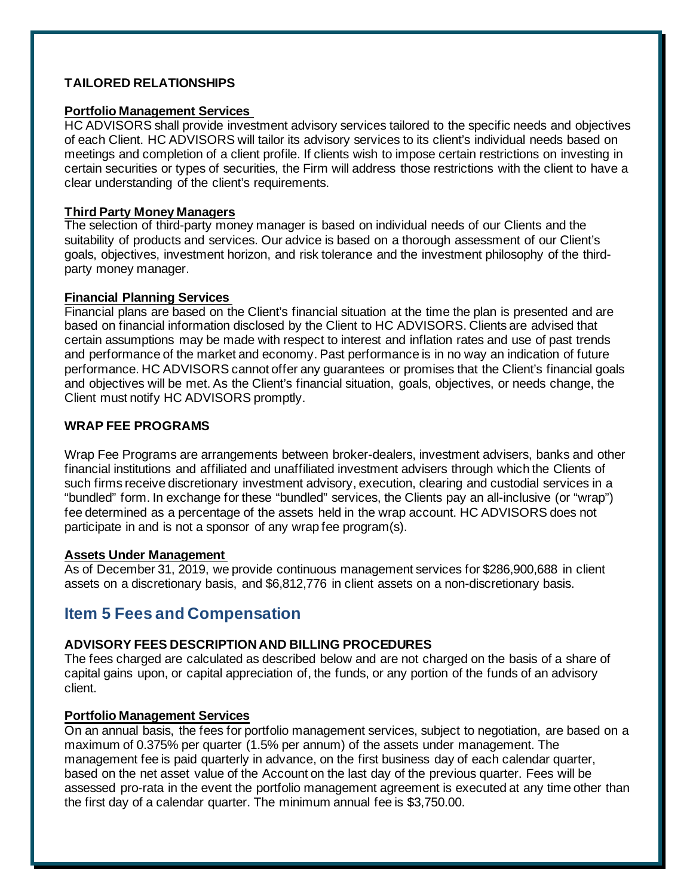### TAILORED RELATIONSHIPS

**Portfolio Management Services**

HC ADVISORS shall provide investment advisory services tailored to the specific needs and objectives of each Client. HC ADVISORS will tailor its advisory services to its client's individual needs based on meetings and completion of a client profile. If clients wish to impose certain restrictions on investing in certain securities or types of securities, the Firm will address those restrictions with the client to have a clear understanding of the client's requirements.

**Third Party Money Managers**

The selection of third-party money manager is based on individual needs of our Clients and the suitability of products and services. Our advice is based on a thorough assessment of our Client's goals, objectives, investment horizon, and risk tolerance and the investment philosophy of the third-party money manager.

**Financial Planning Services**

Financial plans are based on the Client's financial situation at the time the plan is presented and are based on financial information disclosed by the Client to HC ADVISORS. Clients are advised that certain assumptions may be made with respect to interest and inflation rates and use of past trends and performance of the market and economy. Past performance is in no way an indication of future performance. HC ADVISORS cannot offer any guarantees or promises that the Client's financial goals and objectives will be met. As the Client's financial situation, goals, objectives, or needs change, the Client must notify HC ADVISORS promptly.

### WRAP FEE PROGRAMS

Wrap Fee Programs are arrangements between broker-dealers, investment advisers, banks and other financial institutions and affiliated and unaffiliated investment advisers through which the Clients of such firms receive discretionary investment advisory, execution, clearing and custodial services in a "bundled" form. In exchange for these "bundled" services, the Clients pay an all-inclusive (or "wrap") fee determined as a percentage of the assets held in the wrap account. HC ADVISORS does not participate in and is not a sponsor of any wrap fee program(s).

**Assets Under Management**

As of December 31, 2019, we provide continuous management services for $286,900,688 in client assets on a discretionary basis, and $6,812,776 in client assets on a non-discretionary basis.

## Item 5 Fees and Compensation

### ADVISORY FEES DESCRIPTION AND BILLING PROCEDURES

The fees charged are calculated as described below and are not charged on the basis of a share of capital gains upon, or capital appreciation of, the funds, or any portion of the funds of an advisory client.

**Portfolio Management Services**

On an annual basis, the fees for portfolio management services, subject to negotiation, are based on a maximum of 0.375% per quarter (1.5% per annum) of the assets under management. The management fee is paid quarterly in advance, on the first business day of each calendar quarter, based on the net asset value of the Account on the last day of the previous quarter. Fees will be assessed pro-rata in the event the portfolio management agreement is executed at any time other than the first day of a calendar quarter. The minimum annual fee is $3,750.00.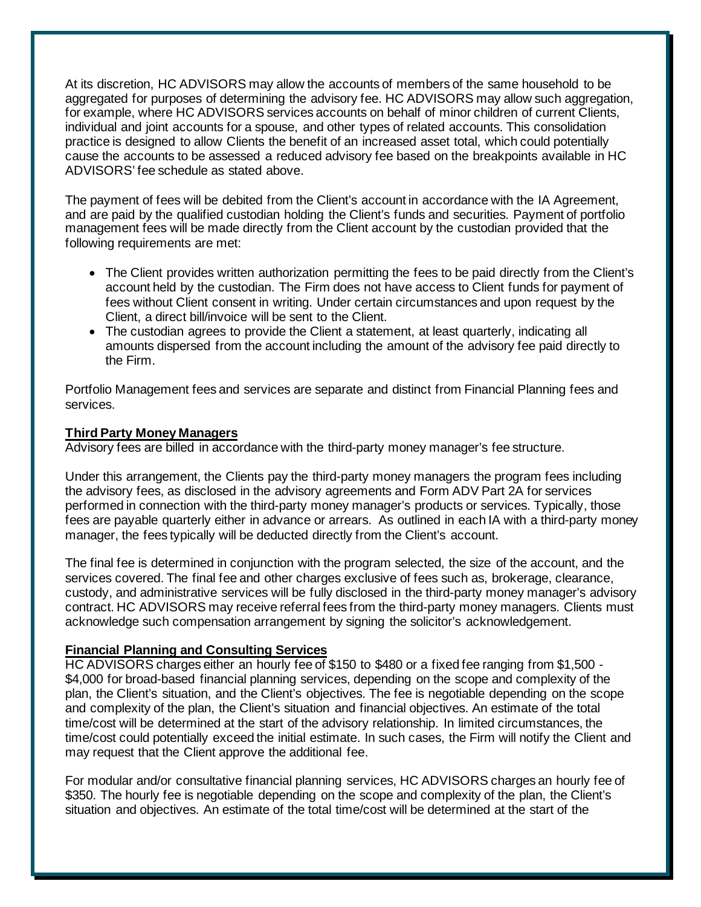At its discretion, HC ADVISORS may allow the accounts of members of the same household to be aggregated for purposes of determining the advisory fee. HC ADVISORS may allow such aggregation, for example, where HC ADVISORS services accounts on behalf of minor children of current Clients, individual and joint accounts for a spouse, and other types of related accounts. This consolidation practice is designed to allow Clients the benefit of an increased asset total, which could potentially cause the accounts to be assessed a reduced advisory fee based on the breakpoints available in HC ADVISORS' fee schedule as stated above.

The payment of fees will be debited from the Client's account in accordance with the IA Agreement, and are paid by the qualified custodian holding the Client's funds and securities. Payment of portfolio management fees will be made directly from the Client account by the custodian provided that the following requirements are met:

- The Client provides written authorization permitting the fees to be paid directly from the Client's account held by the custodian. The Firm does not have access to Client funds for payment of fees without Client consent in writing. Under certain circumstances and upon request by the Client, a direct bill/invoice will be sent to the Client.
- The custodian agrees to provide the Client a statement, at least quarterly, indicating all amounts dispersed from the account including the amount of the advisory fee paid directly to the Firm.

Portfolio Management fees and services are separate and distinct from Financial Planning fees and services.

**Third Party Money Managers**

Advisory fees are billed in accordance with the third-party money manager's fee structure.

Under this arrangement, the Clients pay the third-party money managers the program fees including the advisory fees, as disclosed in the advisory agreements and Form ADV Part 2A for services performed in connection with the third-party money manager's products or services. Typically, those fees are payable quarterly either in advance or arrears. As outlined in each IA with a third-party money manager, the fees typically will be deducted directly from the Client's account.

The final fee is determined in conjunction with the program selected, the size of the account, and the services covered. The final fee and other charges exclusive of fees such as, brokerage, clearance, custody, and administrative services will be fully disclosed in the third-party money manager's advisory contract. HC ADVISORS may receive referral fees from the third-party money managers. Clients must acknowledge such compensation arrangement by signing the solicitor's acknowledgement.

**Financial Planning and Consulting Services**

HC ADVISORS charges either an hourly fee of $150 to $480 or a fixed fee ranging from $1,500 - $4,000 for broad-based financial planning services, depending on the scope and complexity of the plan, the Client's situation, and the Client's objectives. The fee is negotiable depending on the scope and complexity of the plan, the Client's situation and financial objectives. An estimate of the total time/cost will be determined at the start of the advisory relationship. In limited circumstances, the time/cost could potentially exceed the initial estimate. In such cases, the Firm will notify the Client and may request that the Client approve the additional fee.

For modular and/or consultative financial planning services, HC ADVISORS charges an hourly fee of $350. The hourly fee is negotiable depending on the scope and complexity of the plan, the Client's situation and objectives. An estimate of the total time/cost will be determined at the start of the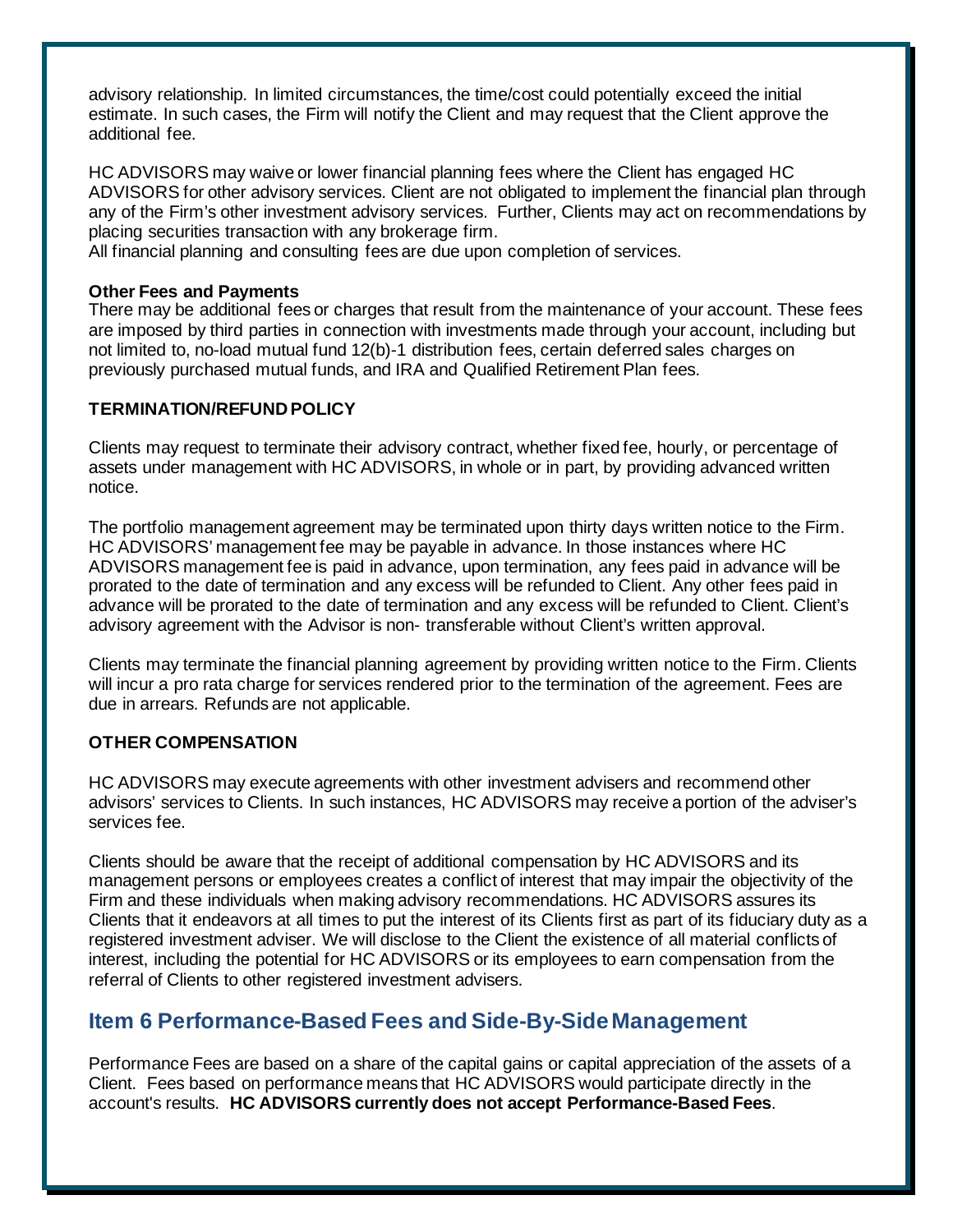advisory relationship. In limited circumstances, the time/cost could potentially exceed the initial estimate. In such cases, the Firm will notify the Client and may request that the Client approve the additional fee.

HC ADVISORS may waive or lower financial planning fees where the Client has engaged HC ADVISORS for other advisory services. Client are not obligated to implement the financial plan through any of the Firm's other investment advisory services. Further, Clients may act on recommendations by placing securities transaction with any brokerage firm.
All financial planning and consulting fees are due upon completion of services.

**Other Fees and Payments**
There may be additional fees or charges that result from the maintenance of your account. These fees are imposed by third parties in connection with investments made through your account, including but not limited to, no-load mutual fund 12(b)-1 distribution fees, certain deferred sales charges on previously purchased mutual funds, and IRA and Qualified Retirement Plan fees.

**TERMINATION/REFUND POLICY**

Clients may request to terminate their advisory contract, whether fixed fee, hourly, or percentage of assets under management with HC ADVISORS, in whole or in part, by providing advanced written notice.

The portfolio management agreement may be terminated upon thirty days written notice to the Firm. HC ADVISORS' management fee may be payable in advance. In those instances where HC ADVISORS management fee is paid in advance, upon termination, any fees paid in advance will be prorated to the date of termination and any excess will be refunded to Client. Any other fees paid in advance will be prorated to the date of termination and any excess will be refunded to Client. Client's advisory agreement with the Advisor is non- transferable without Client's written approval.

Clients may terminate the financial planning agreement by providing written notice to the Firm. Clients will incur a pro rata charge for services rendered prior to the termination of the agreement. Fees are due in arrears. Refunds are not applicable.

**OTHER COMPENSATION**

HC ADVISORS may execute agreements with other investment advisers and recommend other advisors' services to Clients. In such instances, HC ADVISORS may receive a portion of the adviser's services fee.

Clients should be aware that the receipt of additional compensation by HC ADVISORS and its management persons or employees creates a conflict of interest that may impair the objectivity of the Firm and these individuals when making advisory recommendations. HC ADVISORS assures its Clients that it endeavors at all times to put the interest of its Clients first as part of its fiduciary duty as a registered investment adviser. We will disclose to the Client the existence of all material conflicts of interest, including the potential for HC ADVISORS or its employees to earn compensation from the referral of Clients to other registered investment advisers.

## Item 6 Performance-Based Fees and Side-By-Side Management

Performance Fees are based on a share of the capital gains or capital appreciation of the assets of a Client. Fees based on performance means that HC ADVISORS would participate directly in the account's results. **HC ADVISORS currently does not accept Performance-Based Fees**.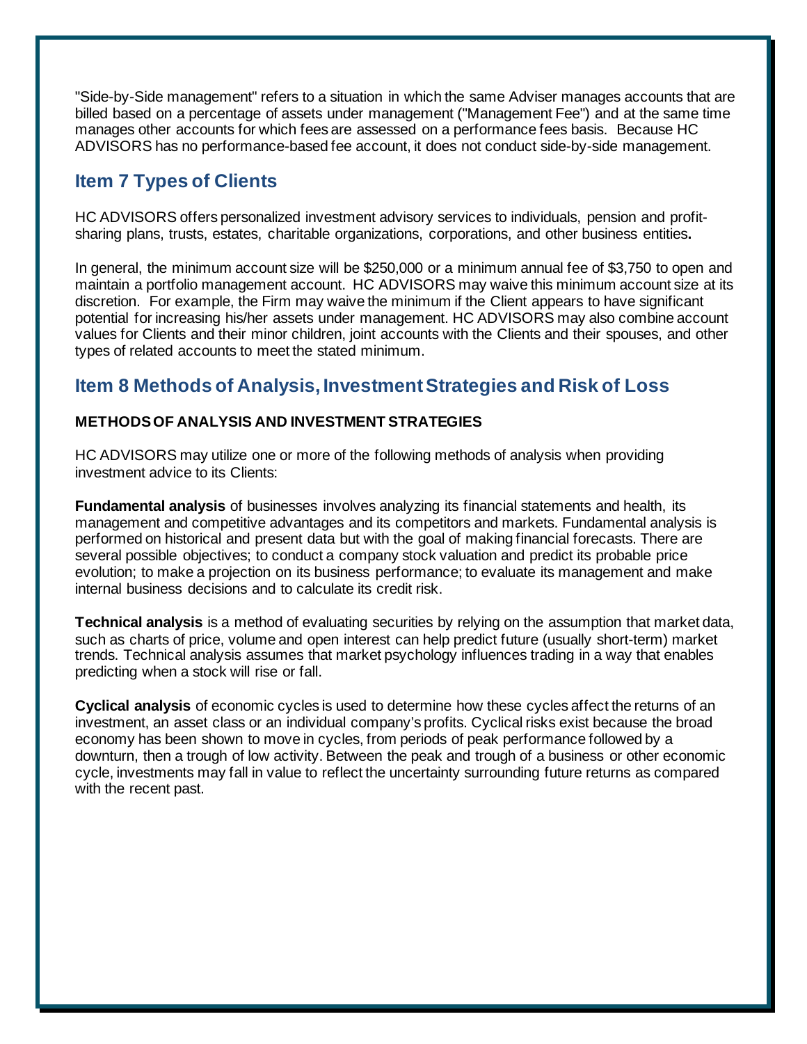"Side-by-Side management" refers to a situation in which the same Adviser manages accounts that are billed based on a percentage of assets under management ("Management Fee") and at the same time manages other accounts for which fees are assessed on a performance fees basis. Because HC ADVISORS has no performance-based fee account, it does not conduct side-by-side management.

## Item 7 Types of Clients

HC ADVISORS offers personalized investment advisory services to individuals, pension and profit-sharing plans, trusts, estates, charitable organizations, corporations, and other business entities**.**

In general, the minimum account size will be $250,000 or a minimum annual fee of $3,750 to open and maintain a portfolio management account. HC ADVISORS may waive this minimum account size at its discretion. For example, the Firm may waive the minimum if the Client appears to have significant potential for increasing his/her assets under management. HC ADVISORS may also combine account values for Clients and their minor children, joint accounts with the Clients and their spouses, and other types of related accounts to meet the stated minimum.

## Item 8 Methods of Analysis, Investment Strategies and Risk of Loss

**METHODS OF ANALYSIS AND INVESTMENT STRATEGIES**

HC ADVISORS may utilize one or more of the following methods of analysis when providing investment advice to its Clients:

**Fundamental analysis** of businesses involves analyzing its financial statements and health, its management and competitive advantages and its competitors and markets. Fundamental analysis is performed on historical and present data but with the goal of making financial forecasts. There are several possible objectives; to conduct a company stock valuation and predict its probable price evolution; to make a projection on its business performance; to evaluate its management and make internal business decisions and to calculate its credit risk.

**Technical analysis** is a method of evaluating securities by relying on the assumption that market data, such as charts of price, volume and open interest can help predict future (usually short-term) market trends. Technical analysis assumes that market psychology influences trading in a way that enables predicting when a stock will rise or fall.

**Cyclical analysis** of economic cycles is used to determine how these cycles affect the returns of an investment, an asset class or an individual company's profits. Cyclical risks exist because the broad economy has been shown to move in cycles, from periods of peak performance followed by a downturn, then a trough of low activity. Between the peak and trough of a business or other economic cycle, investments may fall in value to reflect the uncertainty surrounding future returns as compared with the recent past.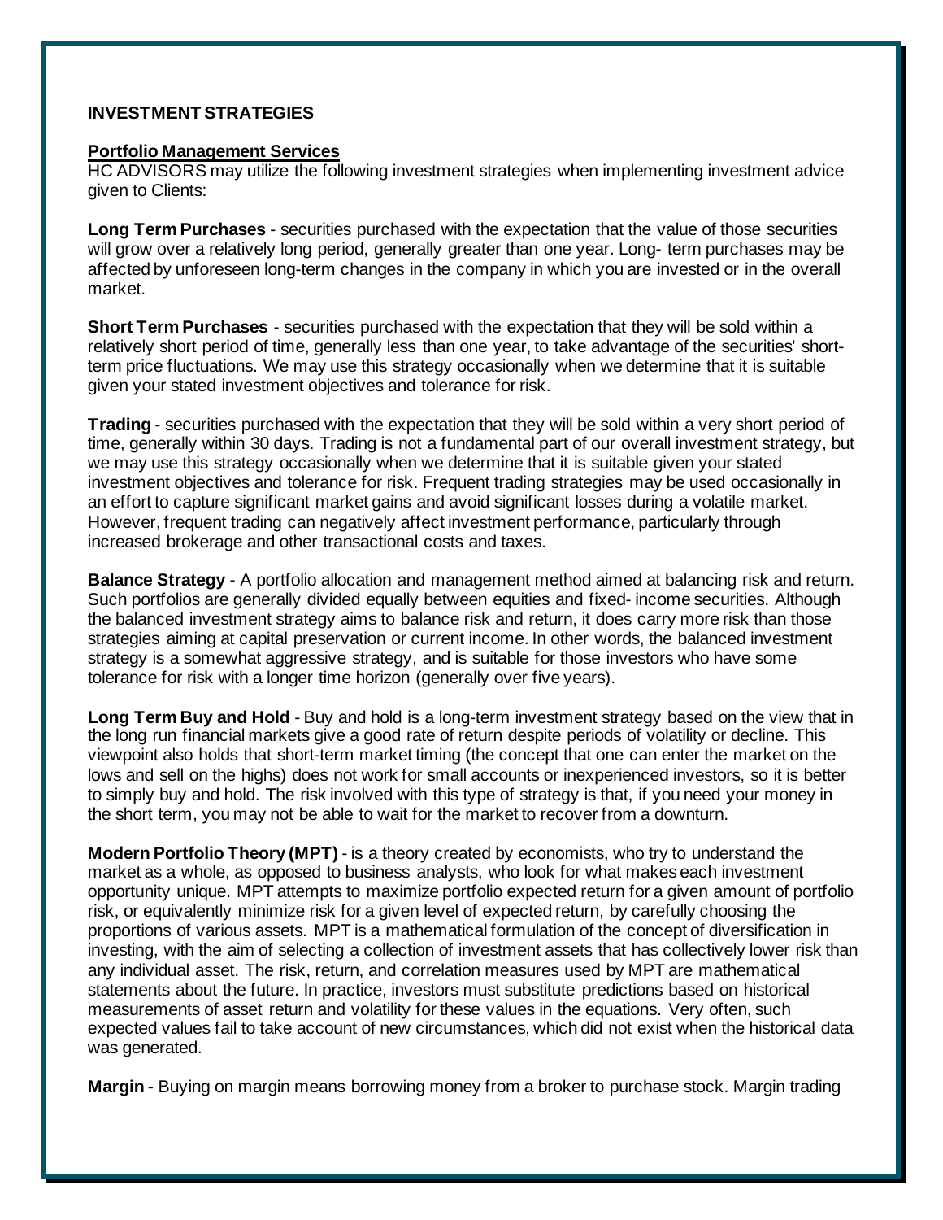## INVESTMENT STRATEGIES

### Portfolio Management Services

HC ADVISORS may utilize the following investment strategies when implementing investment advice given to Clients:

**Long Term Purchases** - securities purchased with the expectation that the value of those securities will grow over a relatively long period, generally greater than one year. Long- term purchases may be affected by unforeseen long-term changes in the company in which you are invested or in the overall market.

**Short Term Purchases** - securities purchased with the expectation that they will be sold within a relatively short period of time, generally less than one year, to take advantage of the securities' short-term price fluctuations. We may use this strategy occasionally when we determine that it is suitable given your stated investment objectives and tolerance for risk.

**Trading** - securities purchased with the expectation that they will be sold within a very short period of time, generally within 30 days. Trading is not a fundamental part of our overall investment strategy, but we may use this strategy occasionally when we determine that it is suitable given your stated investment objectives and tolerance for risk. Frequent trading strategies may be used occasionally in an effort to capture significant market gains and avoid significant losses during a volatile market. However, frequent trading can negatively affect investment performance, particularly through increased brokerage and other transactional costs and taxes.

**Balance Strategy** - A portfolio allocation and management method aimed at balancing risk and return. Such portfolios are generally divided equally between equities and fixed- income securities. Although the balanced investment strategy aims to balance risk and return, it does carry more risk than those strategies aiming at capital preservation or current income. In other words, the balanced investment strategy is a somewhat aggressive strategy, and is suitable for those investors who have some tolerance for risk with a longer time horizon (generally over five years).

**Long Term Buy and Hold** - Buy and hold is a long-term investment strategy based on the view that in the long run financial markets give a good rate of return despite periods of volatility or decline. This viewpoint also holds that short-term market timing (the concept that one can enter the market on the lows and sell on the highs) does not work for small accounts or inexperienced investors, so it is better to simply buy and hold. The risk involved with this type of strategy is that, if you need your money in the short term, you may not be able to wait for the market to recover from a downturn.

**Modern Portfolio Theory (MPT)** - is a theory created by economists, who try to understand the market as a whole, as opposed to business analysts, who look for what makes each investment opportunity unique. MPT attempts to maximize portfolio expected return for a given amount of portfolio risk, or equivalently minimize risk for a given level of expected return, by carefully choosing the proportions of various assets. MPT is a mathematical formulation of the concept of diversification in investing, with the aim of selecting a collection of investment assets that has collectively lower risk than any individual asset. The risk, return, and correlation measures used by MPT are mathematical statements about the future. In practice, investors must substitute predictions based on historical measurements of asset return and volatility for these values in the equations. Very often, such expected values fail to take account of new circumstances, which did not exist when the historical data was generated.

**Margin** - Buying on margin means borrowing money from a broker to purchase stock. Margin trading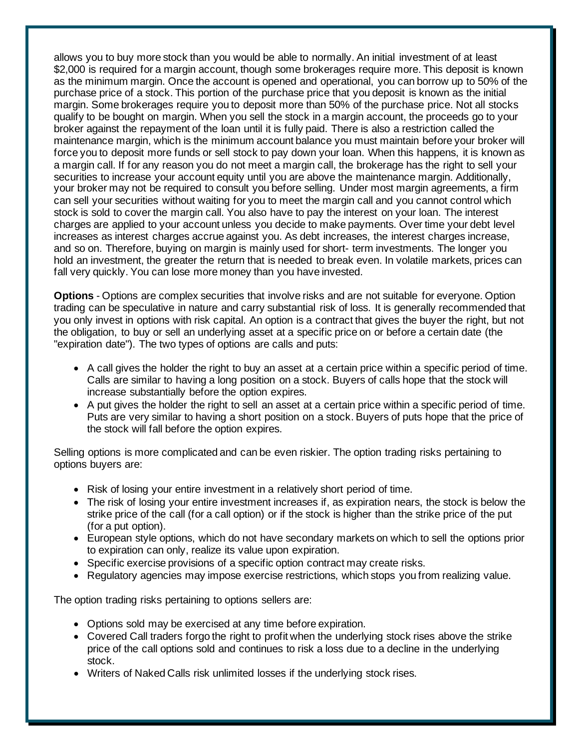allows you to buy more stock than you would be able to normally. An initial investment of at least $2,000 is required for a margin account, though some brokerages require more. This deposit is known as the minimum margin. Once the account is opened and operational, you can borrow up to 50% of the purchase price of a stock. This portion of the purchase price that you deposit is known as the initial margin. Some brokerages require you to deposit more than 50% of the purchase price. Not all stocks qualify to be bought on margin. When you sell the stock in a margin account, the proceeds go to your broker against the repayment of the loan until it is fully paid. There is also a restriction called the maintenance margin, which is the minimum account balance you must maintain before your broker will force you to deposit more funds or sell stock to pay down your loan. When this happens, it is known as a margin call. If for any reason you do not meet a margin call, the brokerage has the right to sell your securities to increase your account equity until you are above the maintenance margin. Additionally, your broker may not be required to consult you before selling. Under most margin agreements, a firm can sell your securities without waiting for you to meet the margin call and you cannot control which stock is sold to cover the margin call. You also have to pay the interest on your loan. The interest charges are applied to your account unless you decide to make payments. Over time your debt level increases as interest charges accrue against you. As debt increases, the interest charges increase, and so on. Therefore, buying on margin is mainly used for short- term investments. The longer you hold an investment, the greater the return that is needed to break even. In volatile markets, prices can fall very quickly. You can lose more money than you have invested.

**Options** - Options are complex securities that involve risks and are not suitable for everyone. Option trading can be speculative in nature and carry substantial risk of loss. It is generally recommended that you only invest in options with risk capital. An option is a contract that gives the buyer the right, but not the obligation, to buy or sell an underlying asset at a specific price on or before a certain date (the "expiration date"). The two types of options are calls and puts:

- A call gives the holder the right to buy an asset at a certain price within a specific period of time. Calls are similar to having a long position on a stock. Buyers of calls hope that the stock will increase substantially before the option expires.
- A put gives the holder the right to sell an asset at a certain price within a specific period of time. Puts are very similar to having a short position on a stock. Buyers of puts hope that the price of the stock will fall before the option expires.

Selling options is more complicated and can be even riskier. The option trading risks pertaining to options buyers are:

- Risk of losing your entire investment in a relatively short period of time.
- The risk of losing your entire investment increases if, as expiration nears, the stock is below the strike price of the call (for a call option) or if the stock is higher than the strike price of the put (for a put option).
- European style options, which do not have secondary markets on which to sell the options prior to expiration can only, realize its value upon expiration.
- Specific exercise provisions of a specific option contract may create risks.
- Regulatory agencies may impose exercise restrictions, which stops you from realizing value.

The option trading risks pertaining to options sellers are:

- Options sold may be exercised at any time before expiration.
- Covered Call traders forgo the right to profit when the underlying stock rises above the strike price of the call options sold and continues to risk a loss due to a decline in the underlying stock.
- Writers of Naked Calls risk unlimited losses if the underlying stock rises.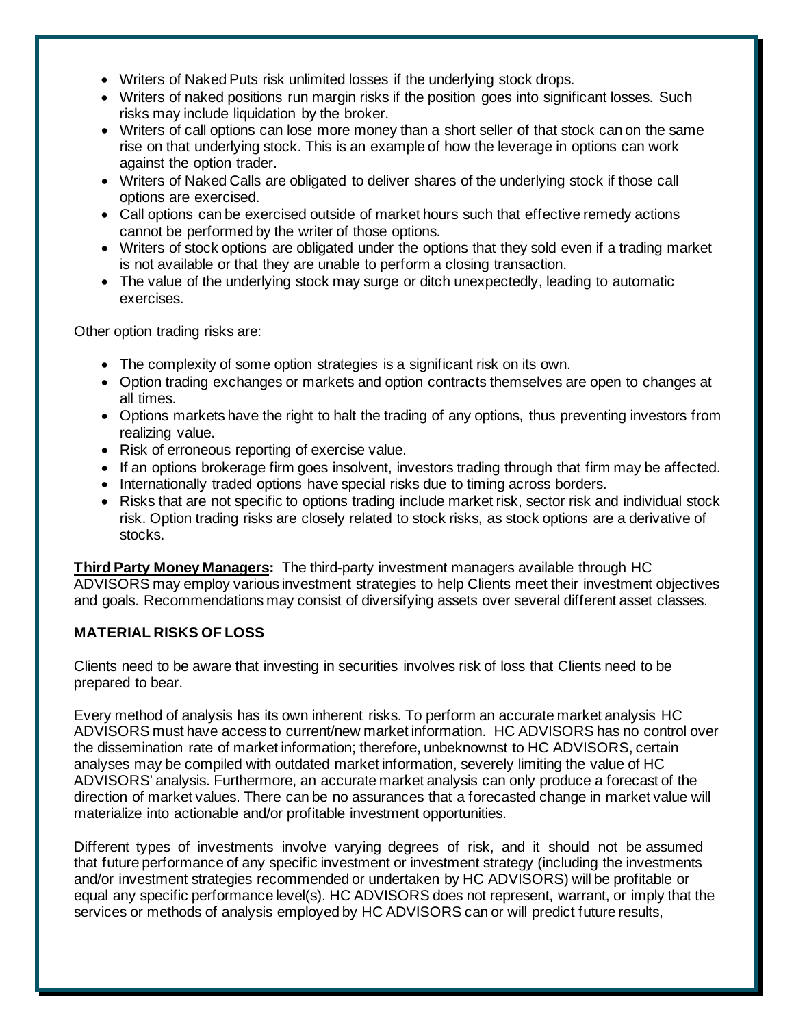- Writers of Naked Puts risk unlimited losses if the underlying stock drops.
- Writers of naked positions run margin risks if the position goes into significant losses. Such risks may include liquidation by the broker.
- Writers of call options can lose more money than a short seller of that stock can on the same rise on that underlying stock. This is an example of how the leverage in options can work against the option trader.
- Writers of Naked Calls are obligated to deliver shares of the underlying stock if those call options are exercised.
- Call options can be exercised outside of market hours such that effective remedy actions cannot be performed by the writer of those options.
- Writers of stock options are obligated under the options that they sold even if a trading market is not available or that they are unable to perform a closing transaction.
- The value of the underlying stock may surge or ditch unexpectedly, leading to automatic exercises.

Other option trading risks are:

- The complexity of some option strategies is a significant risk on its own.
- Option trading exchanges or markets and option contracts themselves are open to changes at all times.
- Options markets have the right to halt the trading of any options, thus preventing investors from realizing value.
- Risk of erroneous reporting of exercise value.
- If an options brokerage firm goes insolvent, investors trading through that firm may be affected.
- Internationally traded options have special risks due to timing across borders.
- Risks that are not specific to options trading include market risk, sector risk and individual stock risk. Option trading risks are closely related to stock risks, as stock options are a derivative of stocks.

**Third Party Money Managers:** The third-party investment managers available through HC ADVISORS may employ various investment strategies to help Clients meet their investment objectives and goals. Recommendations may consist of diversifying assets over several different asset classes.

**MATERIAL RISKS OF LOSS**

Clients need to be aware that investing in securities involves risk of loss that Clients need to be prepared to bear.

Every method of analysis has its own inherent risks. To perform an accurate market analysis HC ADVISORS must have access to current/new market information. HC ADVISORS has no control over the dissemination rate of market information; therefore, unbeknownst to HC ADVISORS, certain analyses may be compiled with outdated market information, severely limiting the value of HC ADVISORS' analysis. Furthermore, an accurate market analysis can only produce a forecast of the direction of market values. There can be no assurances that a forecasted change in market value will materialize into actionable and/or profitable investment opportunities.

Different types of investments involve varying degrees of risk, and it should not be assumed that future performance of any specific investment or investment strategy (including the investments and/or investment strategies recommended or undertaken by HC ADVISORS) will be profitable or equal any specific performance level(s). HC ADVISORS does not represent, warrant, or imply that the services or methods of analysis employed by HC ADVISORS can or will predict future results,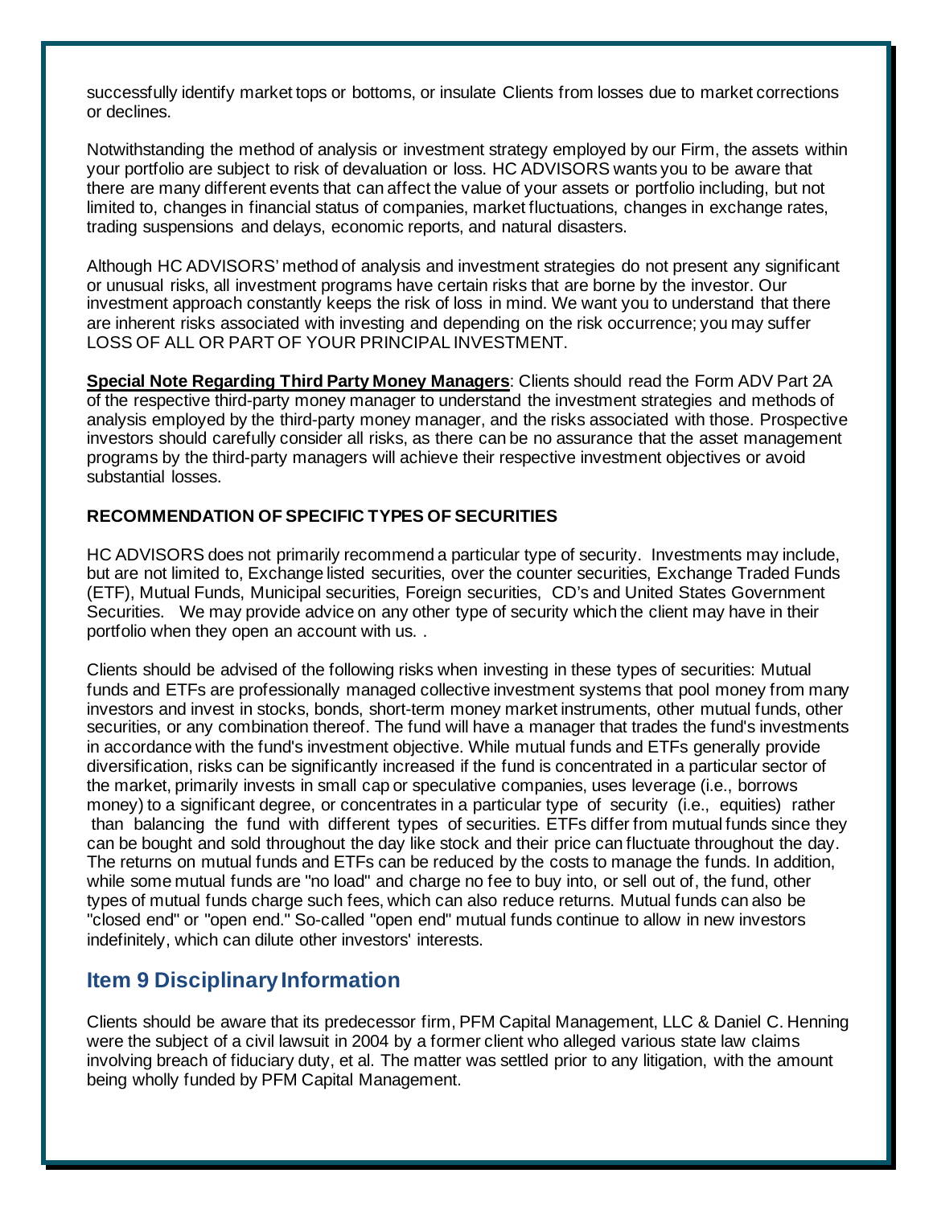successfully identify market tops or bottoms, or insulate Clients from losses due to market corrections or declines.

Notwithstanding the method of analysis or investment strategy employed by our Firm, the assets within your portfolio are subject to risk of devaluation or loss. HC ADVISORS wants you to be aware that there are many different events that can affect the value of your assets or portfolio including, but not limited to, changes in financial status of companies, market fluctuations, changes in exchange rates, trading suspensions and delays, economic reports, and natural disasters.

Although HC ADVISORS' method of analysis and investment strategies do not present any significant or unusual risks, all investment programs have certain risks that are borne by the investor. Our investment approach constantly keeps the risk of loss in mind. We want you to understand that there are inherent risks associated with investing and depending on the risk occurrence; you may suffer LOSS OF ALL OR PART OF YOUR PRINCIPAL INVESTMENT.

**Special Note Regarding Third Party Money Managers**: Clients should read the Form ADV Part 2A of the respective third-party money manager to understand the investment strategies and methods of analysis employed by the third-party money manager, and the risks associated with those. Prospective investors should carefully consider all risks, as there can be no assurance that the asset management programs by the third-party managers will achieve their respective investment objectives or avoid substantial losses.

**RECOMMENDATION OF SPECIFIC TYPES OF SECURITIES**

HC ADVISORS does not primarily recommend a particular type of security. Investments may include, but are not limited to, Exchange listed securities, over the counter securities, Exchange Traded Funds (ETF), Mutual Funds, Municipal securities, Foreign securities, CD's and United States Government Securities. We may provide advice on any other type of security which the client may have in their portfolio when they open an account with us. .

Clients should be advised of the following risks when investing in these types of securities: Mutual funds and ETFs are professionally managed collective investment systems that pool money from many investors and invest in stocks, bonds, short-term money market instruments, other mutual funds, other securities, or any combination thereof. The fund will have a manager that trades the fund's investments in accordance with the fund's investment objective. While mutual funds and ETFs generally provide diversification, risks can be significantly increased if the fund is concentrated in a particular sector of the market, primarily invests in small cap or speculative companies, uses leverage (i.e., borrows money) to a significant degree, or concentrates in a particular type of security (i.e., equities) rather than balancing the fund with different types of securities. ETFs differ from mutual funds since they can be bought and sold throughout the day like stock and their price can fluctuate throughout the day. The returns on mutual funds and ETFs can be reduced by the costs to manage the funds. In addition, while some mutual funds are "no load" and charge no fee to buy into, or sell out of, the fund, other types of mutual funds charge such fees, which can also reduce returns. Mutual funds can also be "closed end" or "open end." So-called "open end" mutual funds continue to allow in new investors indefinitely, which can dilute other investors' interests.

## Item 9 Disciplinary Information

Clients should be aware that its predecessor firm, PFM Capital Management, LLC & Daniel C. Henning were the subject of a civil lawsuit in 2004 by a former client who alleged various state law claims involving breach of fiduciary duty, et al. The matter was settled prior to any litigation, with the amount being wholly funded by PFM Capital Management.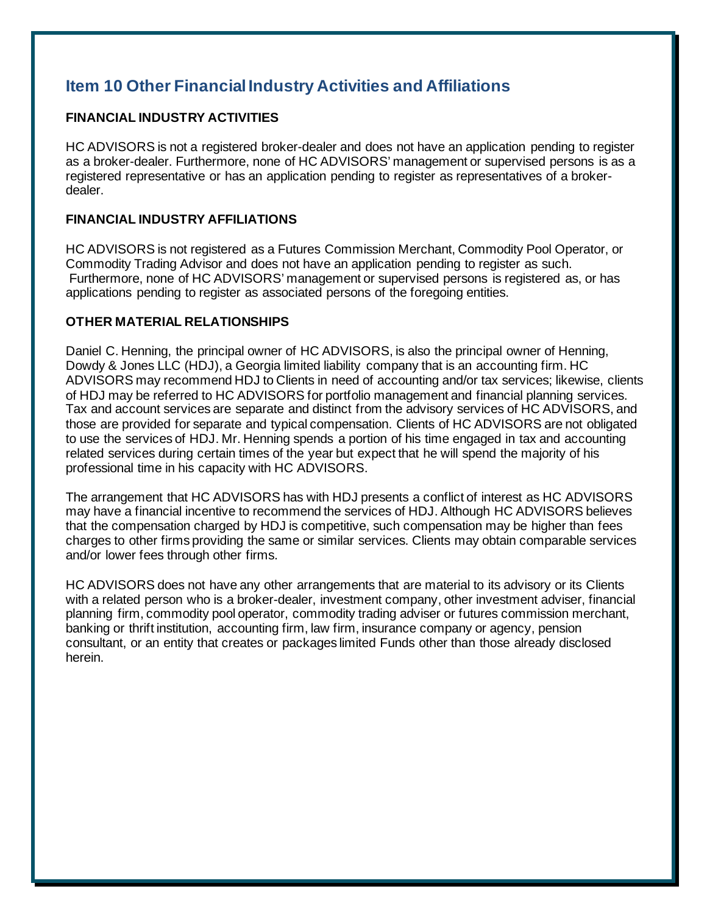## Item 10 Other Financial Industry Activities and Affiliations

**FINANCIAL INDUSTRY ACTIVITIES**

HC ADVISORS is not a registered broker-dealer and does not have an application pending to register as a broker-dealer. Furthermore, none of HC ADVISORS' management or supervised persons is as a registered representative or has an application pending to register as representatives of a broker-dealer.

**FINANCIAL INDUSTRY AFFILIATIONS**

HC ADVISORS is not registered as a Futures Commission Merchant, Commodity Pool Operator, or Commodity Trading Advisor and does not have an application pending to register as such. Furthermore, none of HC ADVISORS' management or supervised persons is registered as, or has applications pending to register as associated persons of the foregoing entities.

**OTHER MATERIAL RELATIONSHIPS**

Daniel C. Henning, the principal owner of HC ADVISORS, is also the principal owner of Henning, Dowdy & Jones LLC (HDJ), a Georgia limited liability company that is an accounting firm. HC ADVISORS may recommend HDJ to Clients in need of accounting and/or tax services; likewise, clients of HDJ may be referred to HC ADVISORS for portfolio management and financial planning services. Tax and account services are separate and distinct from the advisory services of HC ADVISORS, and those are provided for separate and typical compensation. Clients of HC ADVISORS are not obligated to use the services of HDJ. Mr. Henning spends a portion of his time engaged in tax and accounting related services during certain times of the year but expect that he will spend the majority of his professional time in his capacity with HC ADVISORS.

The arrangement that HC ADVISORS has with HDJ presents a conflict of interest as HC ADVISORS may have a financial incentive to recommend the services of HDJ. Although HC ADVISORS believes that the compensation charged by HDJ is competitive, such compensation may be higher than fees charges to other firms providing the same or similar services. Clients may obtain comparable services and/or lower fees through other firms.

HC ADVISORS does not have any other arrangements that are material to its advisory or its Clients with a related person who is a broker-dealer, investment company, other investment adviser, financial planning firm, commodity pool operator, commodity trading adviser or futures commission merchant, banking or thrift institution, accounting firm, law firm, insurance company or agency, pension consultant, or an entity that creates or packages limited Funds other than those already disclosed herein.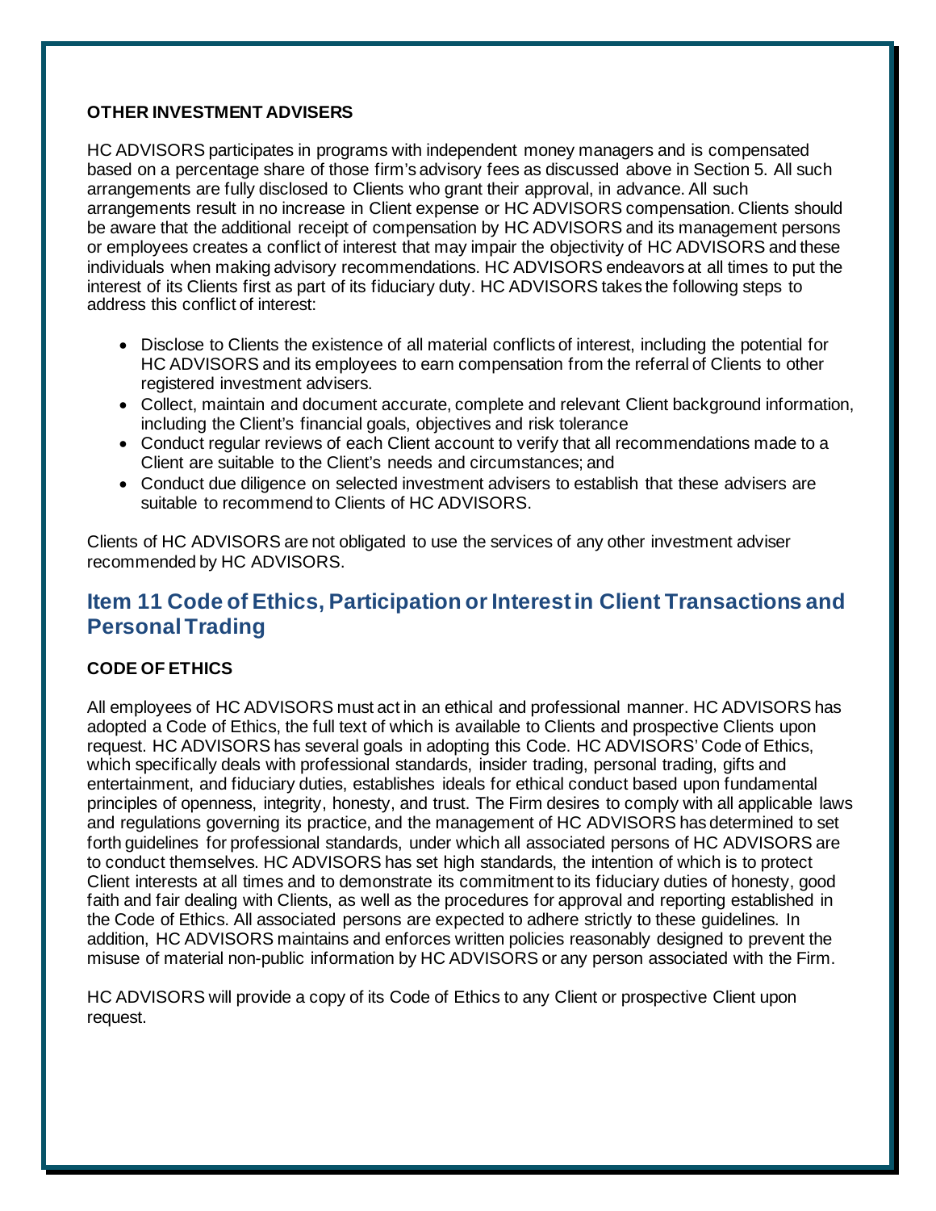**OTHER INVESTMENT ADVISERS**

HC ADVISORS participates in programs with independent money managers and is compensated based on a percentage share of those firm's advisory fees as discussed above in Section 5. All such arrangements are fully disclosed to Clients who grant their approval, in advance. All such arrangements result in no increase in Client expense or HC ADVISORS compensation. Clients should be aware that the additional receipt of compensation by HC ADVISORS and its management persons or employees creates a conflict of interest that may impair the objectivity of HC ADVISORS and these individuals when making advisory recommendations. HC ADVISORS endeavors at all times to put the interest of its Clients first as part of its fiduciary duty. HC ADVISORS takes the following steps to address this conflict of interest:

- Disclose to Clients the existence of all material conflicts of interest, including the potential for HC ADVISORS and its employees to earn compensation from the referral of Clients to other registered investment advisers.
- Collect, maintain and document accurate, complete and relevant Client background information, including the Client's financial goals, objectives and risk tolerance
- Conduct regular reviews of each Client account to verify that all recommendations made to a Client are suitable to the Client's needs and circumstances; and
- Conduct due diligence on selected investment advisers to establish that these advisers are suitable to recommend to Clients of HC ADVISORS.

Clients of HC ADVISORS are not obligated to use the services of any other investment adviser recommended by HC ADVISORS.

## Item 11 Code of Ethics, Participation or Interest in Client Transactions and Personal Trading

**CODE OF ETHICS**

All employees of HC ADVISORS must act in an ethical and professional manner. HC ADVISORS has adopted a Code of Ethics, the full text of which is available to Clients and prospective Clients upon request. HC ADVISORS has several goals in adopting this Code. HC ADVISORS' Code of Ethics, which specifically deals with professional standards, insider trading, personal trading, gifts and entertainment, and fiduciary duties, establishes ideals for ethical conduct based upon fundamental principles of openness, integrity, honesty, and trust. The Firm desires to comply with all applicable laws and regulations governing its practice, and the management of HC ADVISORS has determined to set forth guidelines for professional standards, under which all associated persons of HC ADVISORS are to conduct themselves. HC ADVISORS has set high standards, the intention of which is to protect Client interests at all times and to demonstrate its commitment to its fiduciary duties of honesty, good faith and fair dealing with Clients, as well as the procedures for approval and reporting established in the Code of Ethics. All associated persons are expected to adhere strictly to these guidelines. In addition, HC ADVISORS maintains and enforces written policies reasonably designed to prevent the misuse of material non-public information by HC ADVISORS or any person associated with the Firm.

HC ADVISORS will provide a copy of its Code of Ethics to any Client or prospective Client upon request.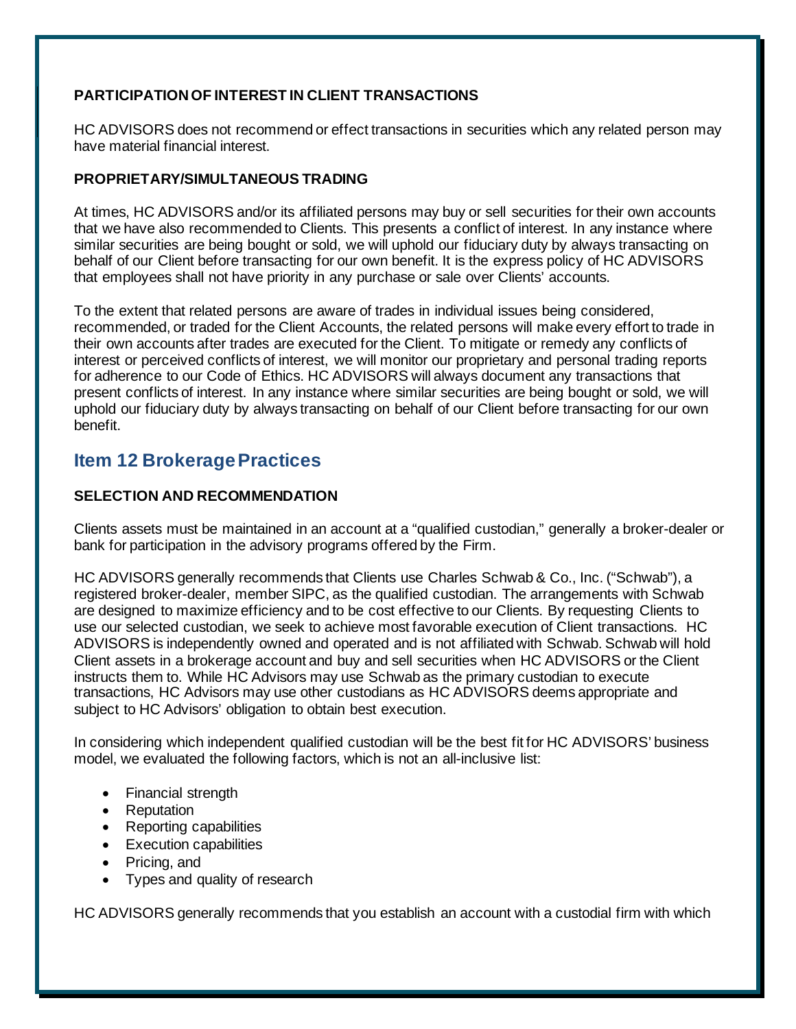**PARTICIPATION OF INTEREST IN CLIENT TRANSACTIONS**

HC ADVISORS does not recommend or effect transactions in securities which any related person may have material financial interest.

**PROPRIETARY/SIMULTANEOUS TRADING**

At times, HC ADVISORS and/or its affiliated persons may buy or sell securities for their own accounts that we have also recommended to Clients. This presents a conflict of interest. In any instance where similar securities are being bought or sold, we will uphold our fiduciary duty by always transacting on behalf of our Client before transacting for our own benefit. It is the express policy of HC ADVISORS that employees shall not have priority in any purchase or sale over Clients' accounts.

To the extent that related persons are aware of trades in individual issues being considered, recommended, or traded for the Client Accounts, the related persons will make every effort to trade in their own accounts after trades are executed for the Client. To mitigate or remedy any conflicts of interest or perceived conflicts of interest, we will monitor our proprietary and personal trading reports for adherence to our Code of Ethics. HC ADVISORS will always document any transactions that present conflicts of interest. In any instance where similar securities are being bought or sold, we will uphold our fiduciary duty by always transacting on behalf of our Client before transacting for our own benefit.

## Item 12 Brokerage Practices

**SELECTION AND RECOMMENDATION**

Clients assets must be maintained in an account at a "qualified custodian," generally a broker-dealer or bank for participation in the advisory programs offered by the Firm.

HC ADVISORS generally recommends that Clients use Charles Schwab & Co., Inc. ("Schwab"), a registered broker-dealer, member SIPC, as the qualified custodian. The arrangements with Schwab are designed to maximize efficiency and to be cost effective to our Clients. By requesting Clients to use our selected custodian, we seek to achieve most favorable execution of Client transactions. HC ADVISORS is independently owned and operated and is not affiliated with Schwab. Schwab will hold Client assets in a brokerage account and buy and sell securities when HC ADVISORS or the Client instructs them to. While HC Advisors may use Schwab as the primary custodian to execute transactions, HC Advisors may use other custodians as HC ADVISORS deems appropriate and subject to HC Advisors' obligation to obtain best execution.

In considering which independent qualified custodian will be the best fit for HC ADVISORS' business model, we evaluated the following factors, which is not an all-inclusive list:

- Financial strength
- Reputation
- Reporting capabilities
- Execution capabilities
- Pricing, and
- Types and quality of research

HC ADVISORS generally recommends that you establish an account with a custodial firm with which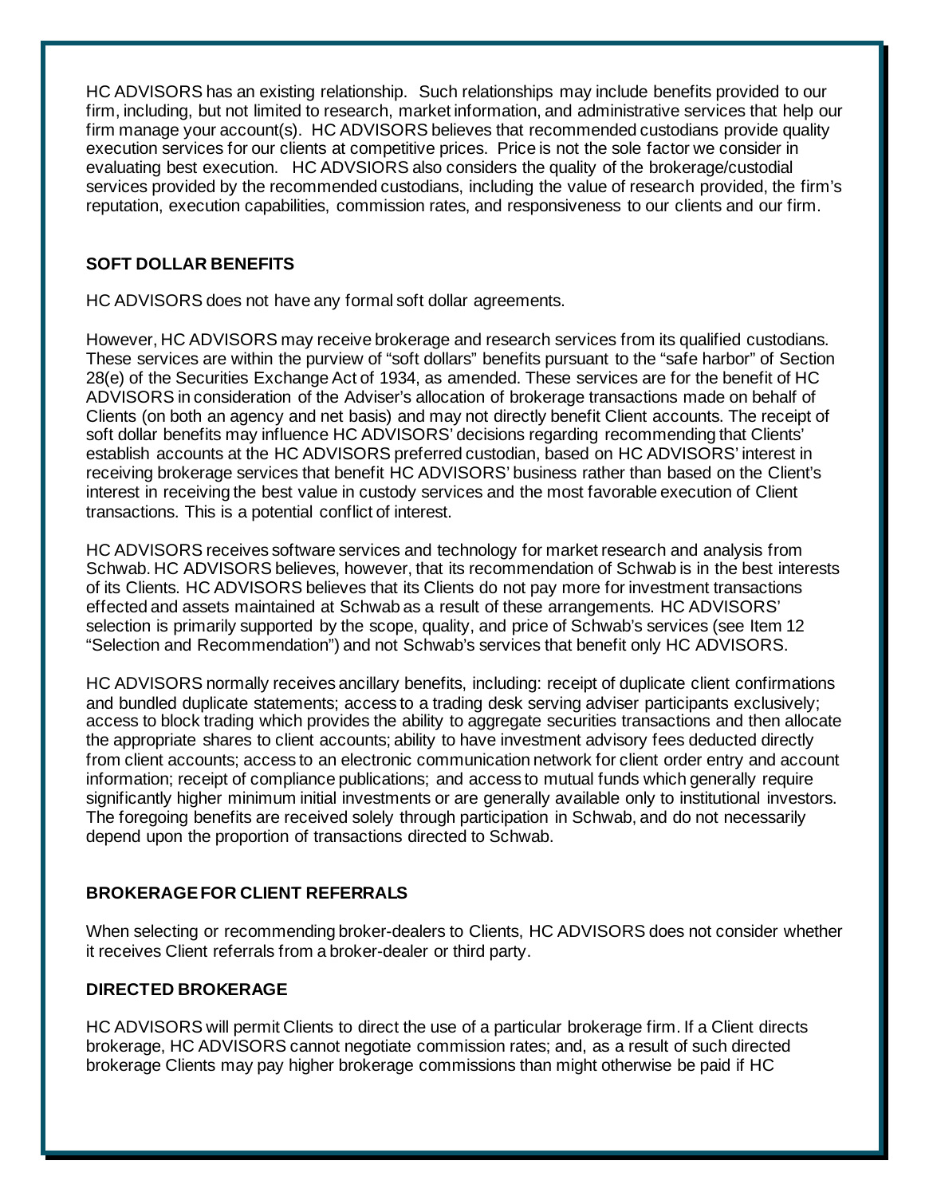HC ADVISORS has an existing relationship. Such relationships may include benefits provided to our firm, including, but not limited to research, market information, and administrative services that help our firm manage your account(s). HC ADVISORS believes that recommended custodians provide quality execution services for our clients at competitive prices. Price is not the sole factor we consider in evaluating best execution. HC ADVSIORS also considers the quality of the brokerage/custodial services provided by the recommended custodians, including the value of research provided, the firm's reputation, execution capabilities, commission rates, and responsiveness to our clients and our firm.

### SOFT DOLLAR BENEFITS

HC ADVISORS does not have any formal soft dollar agreements.

However, HC ADVISORS may receive brokerage and research services from its qualified custodians. These services are within the purview of "soft dollars" benefits pursuant to the "safe harbor" of Section 28(e) of the Securities Exchange Act of 1934, as amended. These services are for the benefit of HC ADVISORS in consideration of the Adviser's allocation of brokerage transactions made on behalf of Clients (on both an agency and net basis) and may not directly benefit Client accounts. The receipt of soft dollar benefits may influence HC ADVISORS' decisions regarding recommending that Clients' establish accounts at the HC ADVISORS preferred custodian, based on HC ADVISORS' interest in receiving brokerage services that benefit HC ADVISORS' business rather than based on the Client's interest in receiving the best value in custody services and the most favorable execution of Client transactions. This is a potential conflict of interest.

HC ADVISORS receives software services and technology for market research and analysis from Schwab. HC ADVISORS believes, however, that its recommendation of Schwab is in the best interests of its Clients. HC ADVISORS believes that its Clients do not pay more for investment transactions effected and assets maintained at Schwab as a result of these arrangements. HC ADVISORS' selection is primarily supported by the scope, quality, and price of Schwab's services (see Item 12 "Selection and Recommendation") and not Schwab's services that benefit only HC ADVISORS.

HC ADVISORS normally receives ancillary benefits, including: receipt of duplicate client confirmations and bundled duplicate statements; access to a trading desk serving adviser participants exclusively; access to block trading which provides the ability to aggregate securities transactions and then allocate the appropriate shares to client accounts; ability to have investment advisory fees deducted directly from client accounts; access to an electronic communication network for client order entry and account information; receipt of compliance publications; and access to mutual funds which generally require significantly higher minimum initial investments or are generally available only to institutional investors. The foregoing benefits are received solely through participation in Schwab, and do not necessarily depend upon the proportion of transactions directed to Schwab.

### BROKERAGE FOR CLIENT REFERRALS

When selecting or recommending broker-dealers to Clients, HC ADVISORS does not consider whether it receives Client referrals from a broker-dealer or third party.

### DIRECTED BROKERAGE

HC ADVISORS will permit Clients to direct the use of a particular brokerage firm. If a Client directs brokerage, HC ADVISORS cannot negotiate commission rates; and, as a result of such directed brokerage Clients may pay higher brokerage commissions than might otherwise be paid if HC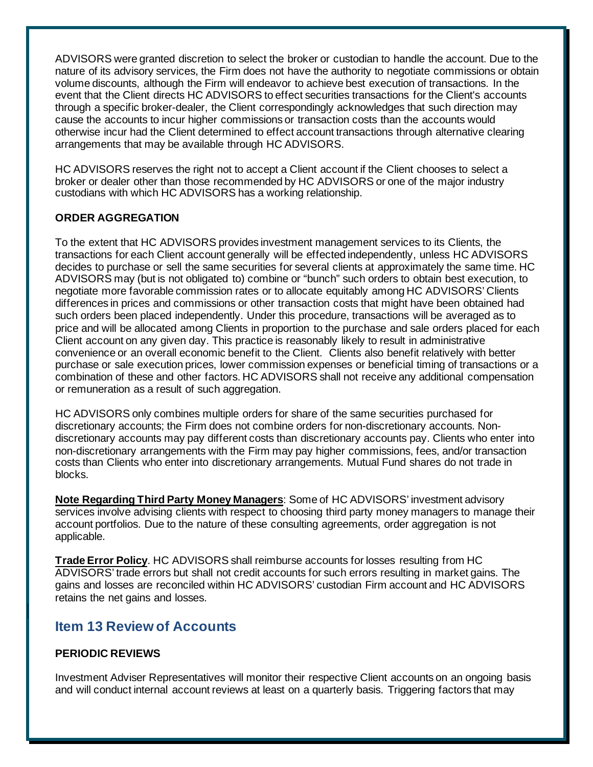ADVISORS were granted discretion to select the broker or custodian to handle the account. Due to the nature of its advisory services, the Firm does not have the authority to negotiate commissions or obtain volume discounts, although the Firm will endeavor to achieve best execution of transactions. In the event that the Client directs HC ADVISORS to effect securities transactions for the Client's accounts through a specific broker-dealer, the Client correspondingly acknowledges that such direction may cause the accounts to incur higher commissions or transaction costs than the accounts would otherwise incur had the Client determined to effect account transactions through alternative clearing arrangements that may be available through HC ADVISORS.

HC ADVISORS reserves the right not to accept a Client account if the Client chooses to select a broker or dealer other than those recommended by HC ADVISORS or one of the major industry custodians with which HC ADVISORS has a working relationship.

### ORDER AGGREGATION

To the extent that HC ADVISORS provides investment management services to its Clients, the transactions for each Client account generally will be effected independently, unless HC ADVISORS decides to purchase or sell the same securities for several clients at approximately the same time. HC ADVISORS may (but is not obligated to) combine or "bunch" such orders to obtain best execution, to negotiate more favorable commission rates or to allocate equitably among HC ADVISORS' Clients differences in prices and commissions or other transaction costs that might have been obtained had such orders been placed independently. Under this procedure, transactions will be averaged as to price and will be allocated among Clients in proportion to the purchase and sale orders placed for each Client account on any given day. This practice is reasonably likely to result in administrative convenience or an overall economic benefit to the Client. Clients also benefit relatively with better purchase or sale execution prices, lower commission expenses or beneficial timing of transactions or a combination of these and other factors. HC ADVISORS shall not receive any additional compensation or remuneration as a result of such aggregation.

HC ADVISORS only combines multiple orders for share of the same securities purchased for discretionary accounts; the Firm does not combine orders for non-discretionary accounts. Non-discretionary accounts may pay different costs than discretionary accounts pay. Clients who enter into non-discretionary arrangements with the Firm may pay higher commissions, fees, and/or transaction costs than Clients who enter into discretionary arrangements. Mutual Fund shares do not trade in blocks.

**Note Regarding Third Party Money Managers**: Some of HC ADVISORS' investment advisory services involve advising clients with respect to choosing third party money managers to manage their account portfolios. Due to the nature of these consulting agreements, order aggregation is not applicable.

**Trade Error Policy**. HC ADVISORS shall reimburse accounts for losses resulting from HC ADVISORS' trade errors but shall not credit accounts for such errors resulting in market gains. The gains and losses are reconciled within HC ADVISORS' custodian Firm account and HC ADVISORS retains the net gains and losses.

## Item 13 Review of Accounts

### PERIODIC REVIEWS

Investment Adviser Representatives will monitor their respective Client accounts on an ongoing basis and will conduct internal account reviews at least on a quarterly basis. Triggering factors that may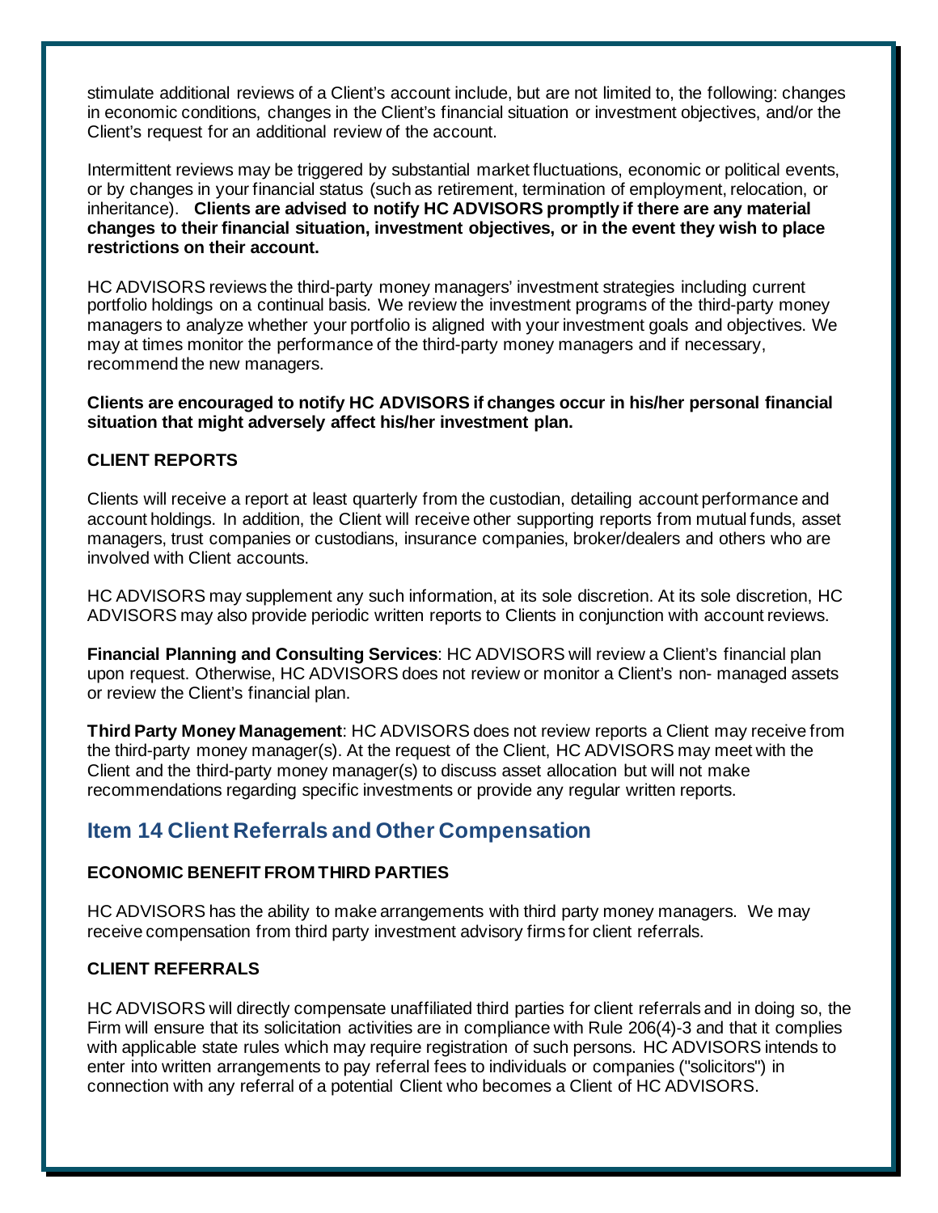stimulate additional reviews of a Client's account include, but are not limited to, the following: changes in economic conditions, changes in the Client's financial situation or investment objectives, and/or the Client's request for an additional review of the account.

Intermittent reviews may be triggered by substantial market fluctuations, economic or political events, or by changes in your financial status (such as retirement, termination of employment, relocation, or inheritance). **Clients are advised to notify HC ADVISORS promptly if there are any material changes to their financial situation, investment objectives, or in the event they wish to place restrictions on their account.**

HC ADVISORS reviews the third-party money managers' investment strategies including current portfolio holdings on a continual basis. We review the investment programs of the third-party money managers to analyze whether your portfolio is aligned with your investment goals and objectives. We may at times monitor the performance of the third-party money managers and if necessary, recommend the new managers.

**Clients are encouraged to notify HC ADVISORS if changes occur in his/her personal financial situation that might adversely affect his/her investment plan.**

**CLIENT REPORTS**

Clients will receive a report at least quarterly from the custodian, detailing account performance and account holdings. In addition, the Client will receive other supporting reports from mutual funds, asset managers, trust companies or custodians, insurance companies, broker/dealers and others who are involved with Client accounts.

HC ADVISORS may supplement any such information, at its sole discretion. At its sole discretion, HC ADVISORS may also provide periodic written reports to Clients in conjunction with account reviews.

**Financial Planning and Consulting Services**: HC ADVISORS will review a Client's financial plan upon request. Otherwise, HC ADVISORS does not review or monitor a Client's non- managed assets or review the Client's financial plan.

**Third Party Money Management**: HC ADVISORS does not review reports a Client may receive from the third-party money manager(s). At the request of the Client, HC ADVISORS may meet with the Client and the third-party money manager(s) to discuss asset allocation but will not make recommendations regarding specific investments or provide any regular written reports.

## Item 14 Client Referrals and Other Compensation

**ECONOMIC BENEFIT FROM THIRD PARTIES**

HC ADVISORS has the ability to make arrangements with third party money managers. We may receive compensation from third party investment advisory firms for client referrals.

**CLIENT REFERRALS**

HC ADVISORS will directly compensate unaffiliated third parties for client referrals and in doing so, the Firm will ensure that its solicitation activities are in compliance with Rule 206(4)-3 and that it complies with applicable state rules which may require registration of such persons. HC ADVISORS intends to enter into written arrangements to pay referral fees to individuals or companies ("solicitors") in connection with any referral of a potential Client who becomes a Client of HC ADVISORS.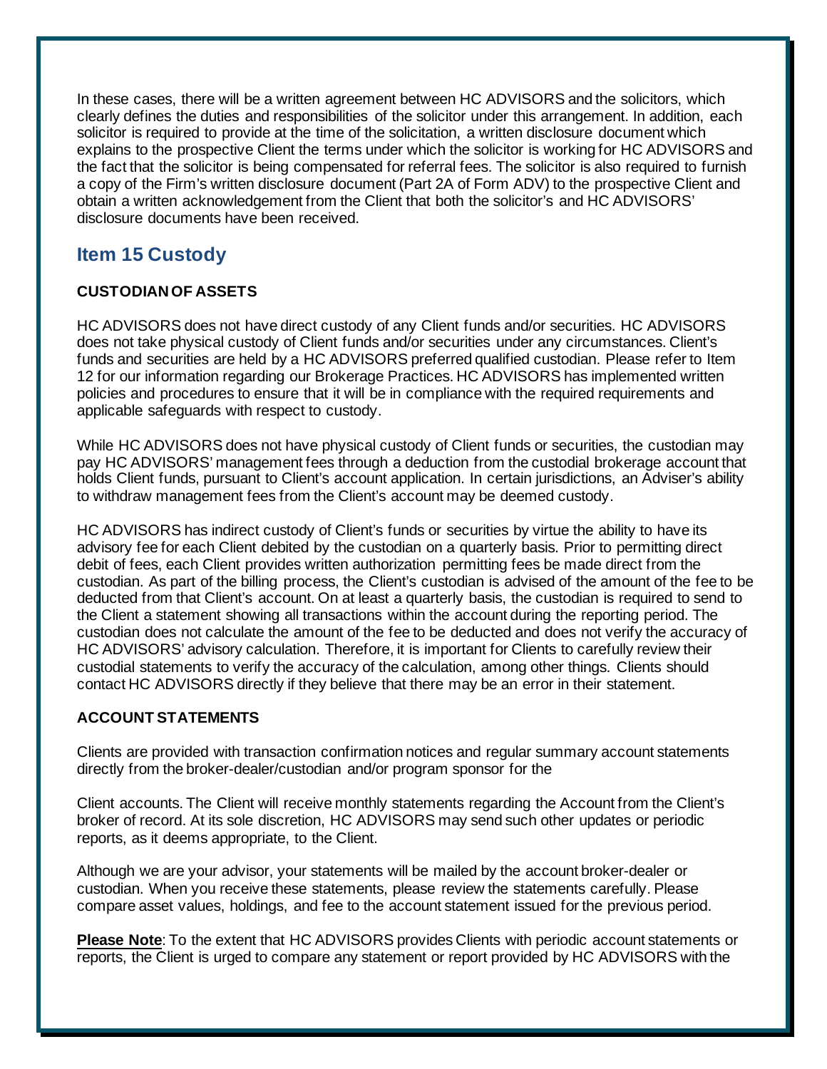In these cases, there will be a written agreement between HC ADVISORS and the solicitors, which clearly defines the duties and responsibilities of the solicitor under this arrangement. In addition, each solicitor is required to provide at the time of the solicitation, a written disclosure document which explains to the prospective Client the terms under which the solicitor is working for HC ADVISORS and the fact that the solicitor is being compensated for referral fees. The solicitor is also required to furnish a copy of the Firm's written disclosure document (Part 2A of Form ADV) to the prospective Client and obtain a written acknowledgement from the Client that both the solicitor's and HC ADVISORS' disclosure documents have been received.

## Item 15 Custody

**CUSTODIAN OF ASSETS**

HC ADVISORS does not have direct custody of any Client funds and/or securities. HC ADVISORS does not take physical custody of Client funds and/or securities under any circumstances. Client's funds and securities are held by a HC ADVISORS preferred qualified custodian. Please refer to Item 12 for our information regarding our Brokerage Practices. HC ADVISORS has implemented written policies and procedures to ensure that it will be in compliance with the required requirements and applicable safeguards with respect to custody.

While HC ADVISORS does not have physical custody of Client funds or securities, the custodian may pay HC ADVISORS' management fees through a deduction from the custodial brokerage account that holds Client funds, pursuant to Client's account application. In certain jurisdictions, an Adviser's ability to withdraw management fees from the Client's account may be deemed custody.

HC ADVISORS has indirect custody of Client's funds or securities by virtue the ability to have its advisory fee for each Client debited by the custodian on a quarterly basis. Prior to permitting direct debit of fees, each Client provides written authorization permitting fees be made direct from the custodian. As part of the billing process, the Client's custodian is advised of the amount of the fee to be deducted from that Client's account. On at least a quarterly basis, the custodian is required to send to the Client a statement showing all transactions within the account during the reporting period. The custodian does not calculate the amount of the fee to be deducted and does not verify the accuracy of HC ADVISORS' advisory calculation. Therefore, it is important for Clients to carefully review their custodial statements to verify the accuracy of the calculation, among other things. Clients should contact HC ADVISORS directly if they believe that there may be an error in their statement.

**ACCOUNT STATEMENTS**

Clients are provided with transaction confirmation notices and regular summary account statements directly from the broker-dealer/custodian and/or program sponsor for the

Client accounts. The Client will receive monthly statements regarding the Account from the Client's broker of record. At its sole discretion, HC ADVISORS may send such other updates or periodic reports, as it deems appropriate, to the Client.

Although we are your advisor, your statements will be mailed by the account broker-dealer or custodian. When you receive these statements, please review the statements carefully. Please compare asset values, holdings, and fee to the account statement issued for the previous period.

**Please Note**: To the extent that HC ADVISORS provides Clients with periodic account statements or reports, the Client is urged to compare any statement or report provided by HC ADVISORS with the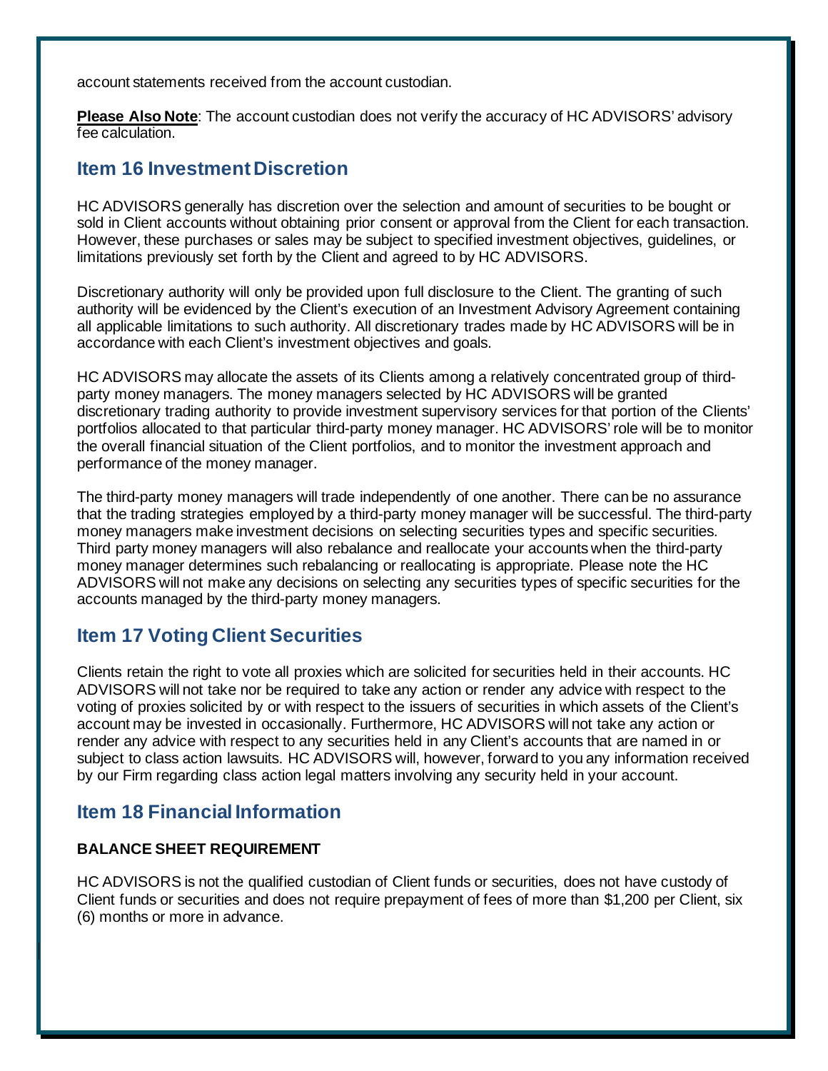account statements received from the account custodian.

**Please Also Note**: The account custodian does not verify the accuracy of HC ADVISORS' advisory fee calculation.

## Item 16 Investment Discretion

HC ADVISORS generally has discretion over the selection and amount of securities to be bought or sold in Client accounts without obtaining prior consent or approval from the Client for each transaction. However, these purchases or sales may be subject to specified investment objectives, guidelines, or limitations previously set forth by the Client and agreed to by HC ADVISORS.

Discretionary authority will only be provided upon full disclosure to the Client. The granting of such authority will be evidenced by the Client's execution of an Investment Advisory Agreement containing all applicable limitations to such authority. All discretionary trades made by HC ADVISORS will be in accordance with each Client's investment objectives and goals.

HC ADVISORS may allocate the assets of its Clients among a relatively concentrated group of third-party money managers. The money managers selected by HC ADVISORS will be granted discretionary trading authority to provide investment supervisory services for that portion of the Clients' portfolios allocated to that particular third-party money manager. HC ADVISORS' role will be to monitor the overall financial situation of the Client portfolios, and to monitor the investment approach and performance of the money manager.

The third-party money managers will trade independently of one another. There can be no assurance that the trading strategies employed by a third-party money manager will be successful. The third-party money managers make investment decisions on selecting securities types and specific securities. Third party money managers will also rebalance and reallocate your accounts when the third-party money manager determines such rebalancing or reallocating is appropriate. Please note the HC ADVISORS will not make any decisions on selecting any securities types of specific securities for the accounts managed by the third-party money managers.

## Item 17 Voting Client Securities

Clients retain the right to vote all proxies which are solicited for securities held in their accounts. HC ADVISORS will not take nor be required to take any action or render any advice with respect to the voting of proxies solicited by or with respect to the issuers of securities in which assets of the Client's account may be invested in occasionally. Furthermore, HC ADVISORS will not take any action or render any advice with respect to any securities held in any Client's accounts that are named in or subject to class action lawsuits. HC ADVISORS will, however, forward to you any information received by our Firm regarding class action legal matters involving any security held in your account.

## Item 18 Financial Information

**BALANCE SHEET REQUIREMENT**

HC ADVISORS is not the qualified custodian of Client funds or securities, does not have custody of Client funds or securities and does not require prepayment of fees of more than $1,200 per Client, six (6) months or more in advance.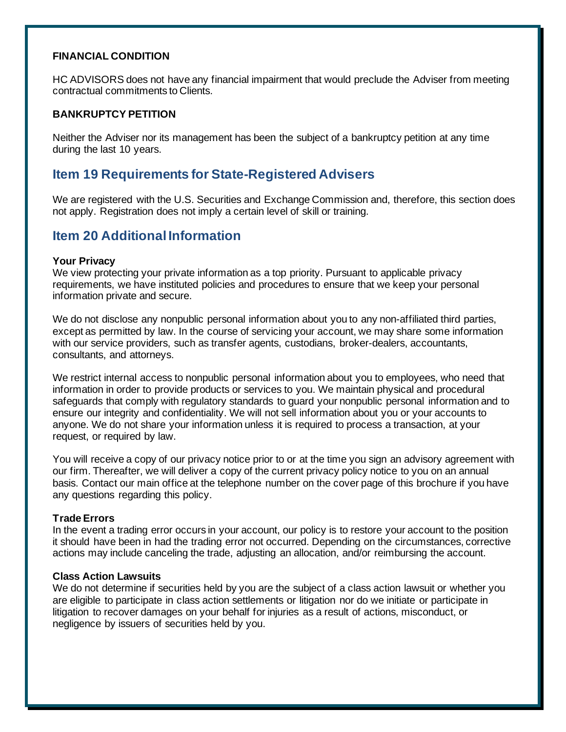**FINANCIAL CONDITION**

HC ADVISORS does not have any financial impairment that would preclude the Adviser from meeting contractual commitments to Clients.

**BANKRUPTCY PETITION**

Neither the Adviser nor its management has been the subject of a bankruptcy petition at any time during the last 10 years.

## Item 19 Requirements for State-Registered Advisers

We are registered with the U.S. Securities and Exchange Commission and, therefore, this section does not apply. Registration does not imply a certain level of skill or training.

## Item 20 Additional Information

**Your Privacy**
We view protecting your private information as a top priority. Pursuant to applicable privacy requirements, we have instituted policies and procedures to ensure that we keep your personal information private and secure.

We do not disclose any nonpublic personal information about you to any non-affiliated third parties, except as permitted by law. In the course of servicing your account, we may share some information with our service providers, such as transfer agents, custodians, broker-dealers, accountants, consultants, and attorneys.

We restrict internal access to nonpublic personal information about you to employees, who need that information in order to provide products or services to you. We maintain physical and procedural safeguards that comply with regulatory standards to guard your nonpublic personal information and to ensure our integrity and confidentiality. We will not sell information about you or your accounts to anyone. We do not share your information unless it is required to process a transaction, at your request, or required by law.

You will receive a copy of our privacy notice prior to or at the time you sign an advisory agreement with our firm. Thereafter, we will deliver a copy of the current privacy policy notice to you on an annual basis. Contact our main office at the telephone number on the cover page of this brochure if you have any questions regarding this policy.

**Trade Errors**
In the event a trading error occurs in your account, our policy is to restore your account to the position it should have been in had the trading error not occurred. Depending on the circumstances, corrective actions may include canceling the trade, adjusting an allocation, and/or reimbursing the account.

**Class Action Lawsuits**
We do not determine if securities held by you are the subject of a class action lawsuit or whether you are eligible to participate in class action settlements or litigation nor do we initiate or participate in litigation to recover damages on your behalf for injuries as a result of actions, misconduct, or negligence by issuers of securities held by you.